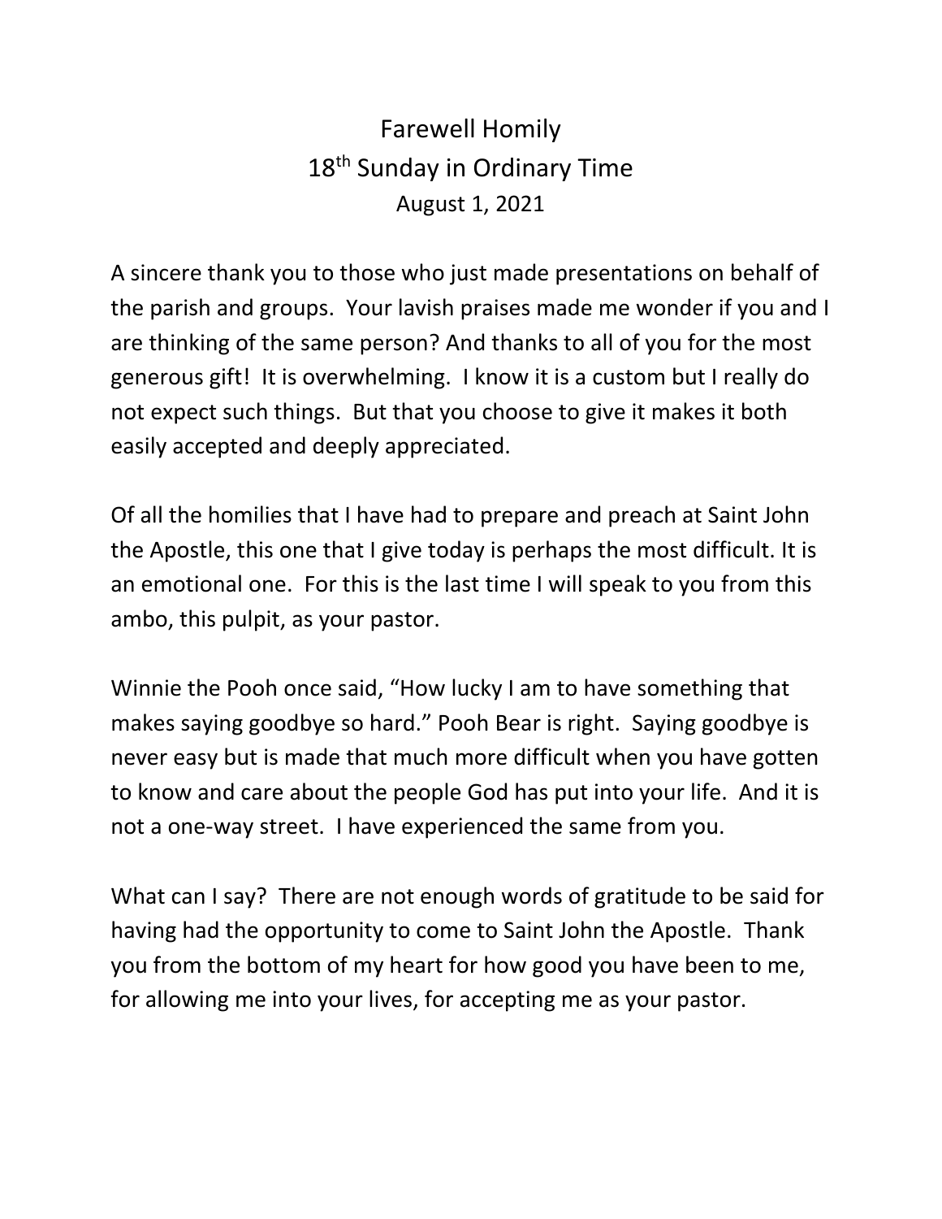# Farewell Homily
## 18th Sunday in Ordinary Time
### August 1, 2021

A sincere thank you to those who just made presentations on behalf of the parish and groups. Your lavish praises made me wonder if you and I are thinking of the same person? And thanks to all of you for the most generous gift! It is overwhelming. I know it is a custom but I really do not expect such things. But that you choose to give it makes it both easily accepted and deeply appreciated.

Of all the homilies that I have had to prepare and preach at Saint John the Apostle, this one that I give today is perhaps the most difficult. It is an emotional one. For this is the last time I will speak to you from this ambo, this pulpit, as your pastor.

Winnie the Pooh once said, "How lucky I am to have something that makes saying goodbye so hard." Pooh Bear is right. Saying goodbye is never easy but is made that much more difficult when you have gotten to know and care about the people God has put into your life. And it is not a one-way street. I have experienced the same from you.

What can I say? There are not enough words of gratitude to be said for having had the opportunity to come to Saint John the Apostle. Thank you from the bottom of my heart for how good you have been to me, for allowing me into your lives, for accepting me as your pastor.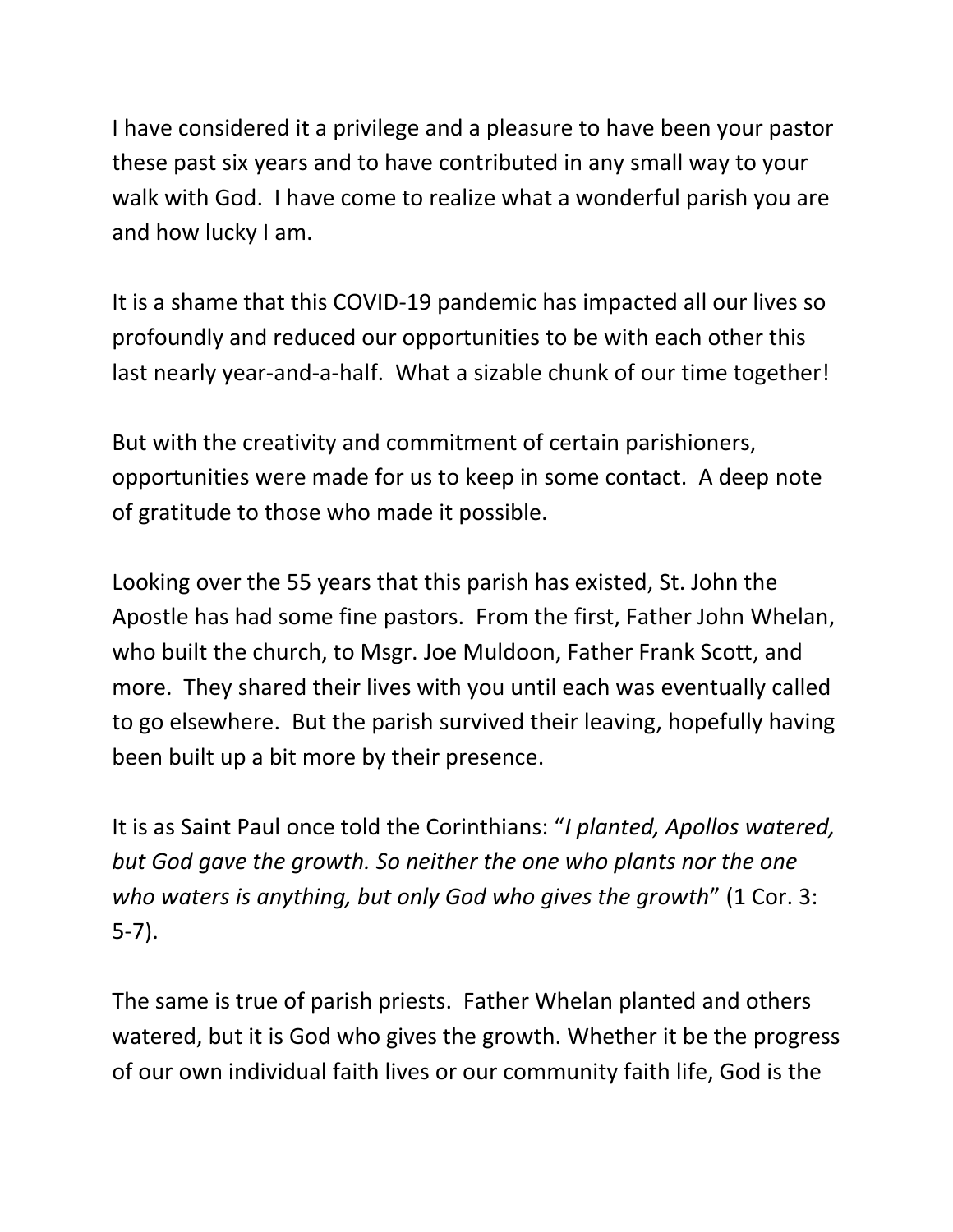I have considered it a privilege and a pleasure to have been your pastor these past six years and to have contributed in any small way to your walk with God. I have come to realize what a wonderful parish you are and how lucky I am.

It is a shame that this COVID-19 pandemic has impacted all our lives so profoundly and reduced our opportunities to be with each other this last nearly year-and-a-half. What a sizable chunk of our time together!

But with the creativity and commitment of certain parishioners, opportunities were made for us to keep in some contact. A deep note of gratitude to those who made it possible.

Looking over the 55 years that this parish has existed, St. John the Apostle has had some fine pastors. From the first, Father John Whelan, who built the church, to Msgr. Joe Muldoon, Father Frank Scott, and more. They shared their lives with you until each was eventually called to go elsewhere. But the parish survived their leaving, hopefully having been built up a bit more by their presence.

It is as Saint Paul once told the Corinthians: "*I planted, Apollos watered, but God gave the growth. So neither the one who plants nor the one who waters is anything, but only God who gives the growth*" (1 Cor. 3: 5-7).

The same is true of parish priests. Father Whelan planted and others watered, but it is God who gives the growth. Whether it be the progress of our own individual faith lives or our community faith life, God is the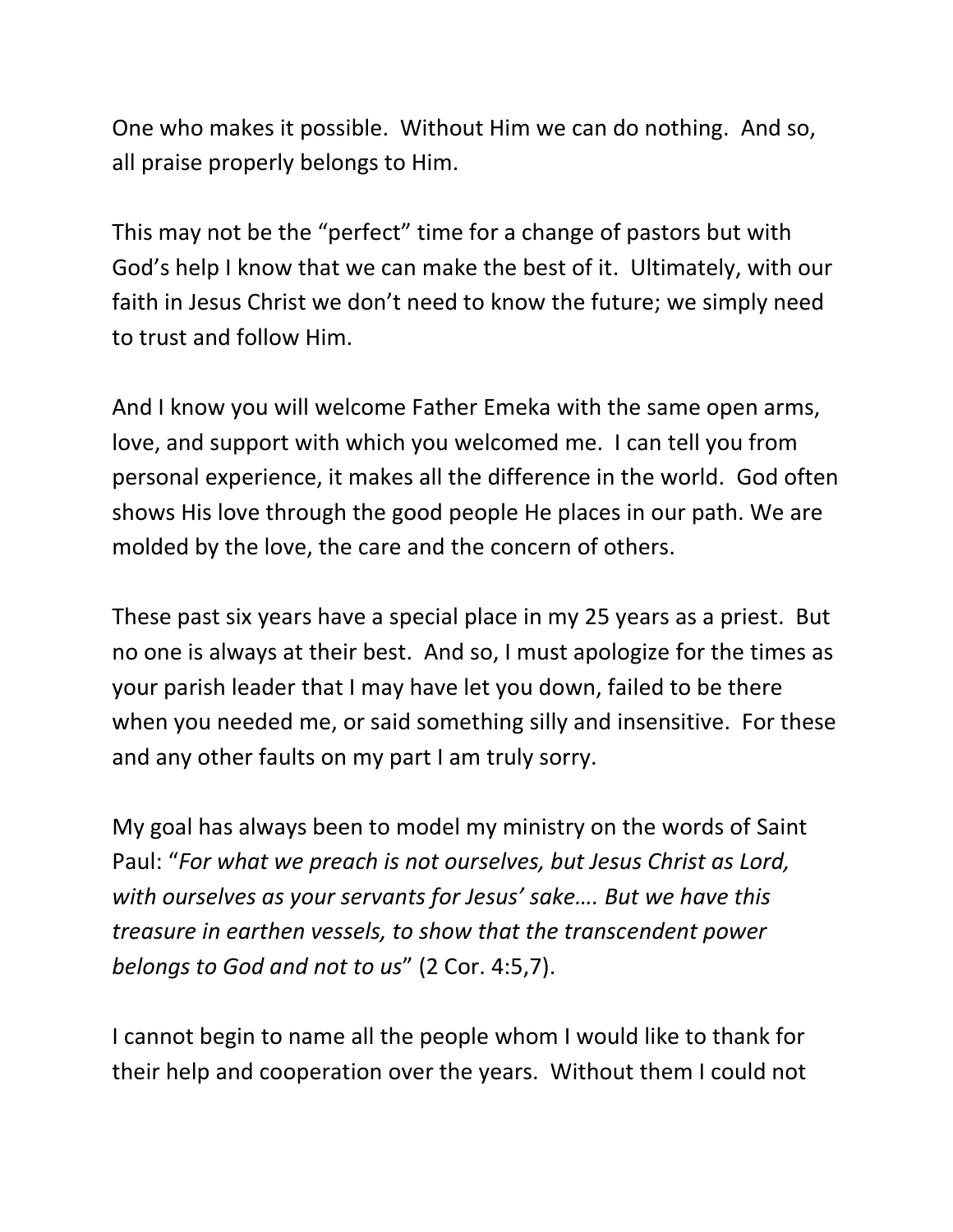One who makes it possible. Without Him we can do nothing. And so, all praise properly belongs to Him.

This may not be the "perfect" time for a change of pastors but with God's help I know that we can make the best of it. Ultimately, with our faith in Jesus Christ we don't need to know the future; we simply need to trust and follow Him.

And I know you will welcome Father Emeka with the same open arms, love, and support with which you welcomed me. I can tell you from personal experience, it makes all the difference in the world. God often shows His love through the good people He places in our path. We are molded by the love, the care and the concern of others.

These past six years have a special place in my 25 years as a priest. But no one is always at their best. And so, I must apologize for the times as your parish leader that I may have let you down, failed to be there when you needed me, or said something silly and insensitive. For these and any other faults on my part I am truly sorry.

My goal has always been to model my ministry on the words of Saint Paul: "*For what we preach is not ourselves, but Jesus Christ as Lord, with ourselves as your servants for Jesus' sake…. But we have this treasure in earthen vessels, to show that the transcendent power belongs to God and not to us*" (2 Cor. 4:5,7).

I cannot begin to name all the people whom I would like to thank for their help and cooperation over the years. Without them I could not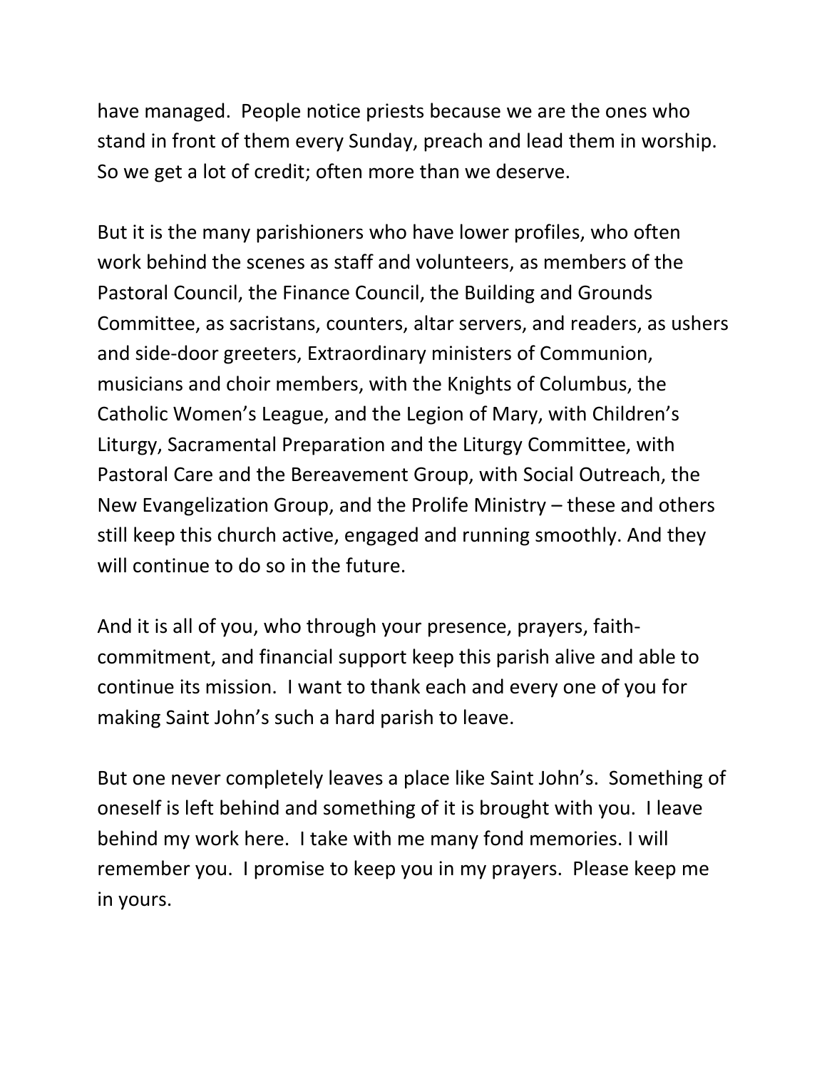have managed. People notice priests because we are the ones who stand in front of them every Sunday, preach and lead them in worship. So we get a lot of credit; often more than we deserve.

But it is the many parishioners who have lower profiles, who often work behind the scenes as staff and volunteers, as members of the Pastoral Council, the Finance Council, the Building and Grounds Committee, as sacristans, counters, altar servers, and readers, as ushers and side-door greeters, Extraordinary ministers of Communion, musicians and choir members, with the Knights of Columbus, the Catholic Women's League, and the Legion of Mary, with Children's Liturgy, Sacramental Preparation and the Liturgy Committee, with Pastoral Care and the Bereavement Group, with Social Outreach, the New Evangelization Group, and the Prolife Ministry – these and others still keep this church active, engaged and running smoothly. And they will continue to do so in the future.

And it is all of you, who through your presence, prayers, faith-commitment, and financial support keep this parish alive and able to continue its mission. I want to thank each and every one of you for making Saint John's such a hard parish to leave.

But one never completely leaves a place like Saint John's. Something of oneself is left behind and something of it is brought with you. I leave behind my work here. I take with me many fond memories. I will remember you. I promise to keep you in my prayers. Please keep me in yours.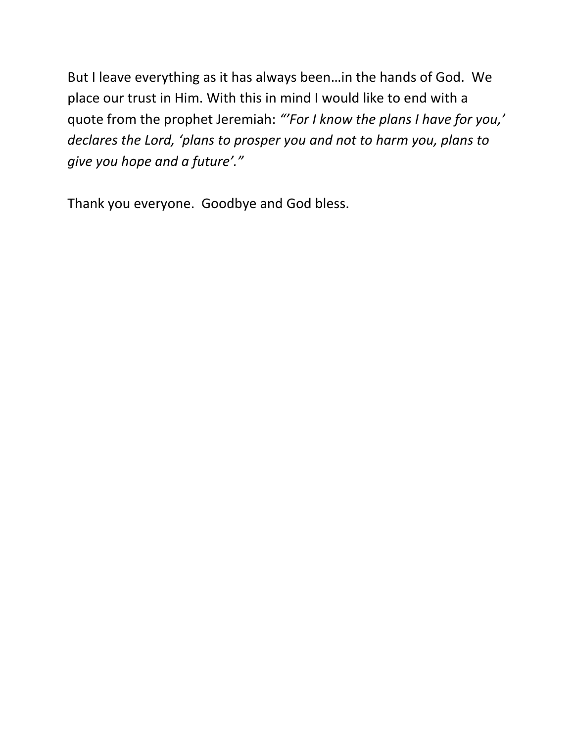But I leave everything as it has always been…in the hands of God. We place our trust in Him. With this in mind I would like to end with a quote from the prophet Jeremiah: *"'For I know the plans I have for you,' declares the Lord, 'plans to prosper you and not to harm you, plans to give you hope and a future'."*

Thank you everyone. Goodbye and God bless.